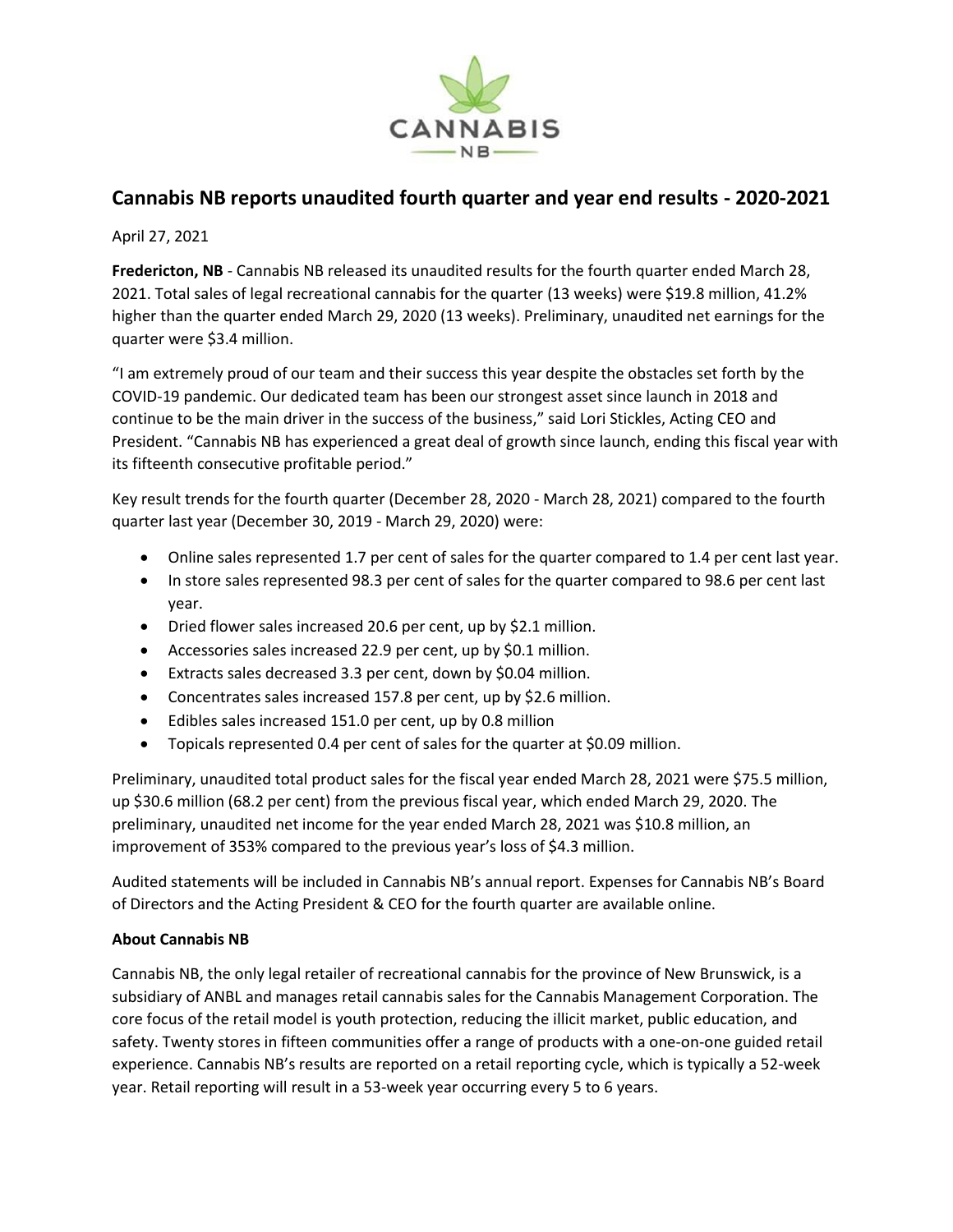# Cannabis NB reports unaudited fourth quarter and year end results - 2020-2021

April 27, 2021

**Fredericton, NB** - Cannabis NB released its unaudited results for the fourth quarter ended March 28, 2021. Total sales of legal recreational cannabis for the quarter (13 weeks) were $19.8 million, 41.2% higher than the quarter ended March 29, 2020 (13 weeks). Preliminary, unaudited net earnings for the quarter were $3.4 million.

"I am extremely proud of our team and their success this year despite the obstacles set forth by the COVID-19 pandemic. Our dedicated team has been our strongest asset since launch in 2018 and continue to be the main driver in the success of the business," said Lori Stickles, Acting CEO and President. "Cannabis NB has experienced a great deal of growth since launch, ending this fiscal year with its fifteenth consecutive profitable period."

Key result trends for the fourth quarter (December 28, 2020 - March 28, 2021) compared to the fourth quarter last year (December 30, 2019 - March 29, 2020) were:

- Online sales represented 1.7 per cent of sales for the quarter compared to 1.4 per cent last year.
- In store sales represented 98.3 per cent of sales for the quarter compared to 98.6 per cent last year.
- Dried flower sales increased 20.6 per cent, up by $2.1 million.
- Accessories sales increased 22.9 per cent, up by $0.1 million.
- Extracts sales decreased 3.3 per cent, down by $0.04 million.
- Concentrates sales increased 157.8 per cent, up by $2.6 million.
- Edibles sales increased 151.0 per cent, up by 0.8 million
- Topicals represented 0.4 per cent of sales for the quarter at $0.09 million.

Preliminary, unaudited total product sales for the fiscal year ended March 28, 2021 were $75.5 million, up $30.6 million (68.2 per cent) from the previous fiscal year, which ended March 29, 2020. The preliminary, unaudited net income for the year ended March 28, 2021 was $10.8 million, an improvement of 353% compared to the previous year's loss of $4.3 million.

Audited statements will be included in Cannabis NB's annual report. Expenses for Cannabis NB's Board of Directors and the Acting President & CEO for the fourth quarter are available online.

**About Cannabis NB**

Cannabis NB, the only legal retailer of recreational cannabis for the province of New Brunswick, is a subsidiary of ANBL and manages retail cannabis sales for the Cannabis Management Corporation. The core focus of the retail model is youth protection, reducing the illicit market, public education, and safety. Twenty stores in fifteen communities offer a range of products with a one-on-one guided retail experience. Cannabis NB's results are reported on a retail reporting cycle, which is typically a 52-week year. Retail reporting will result in a 53-week year occurring every 5 to 6 years.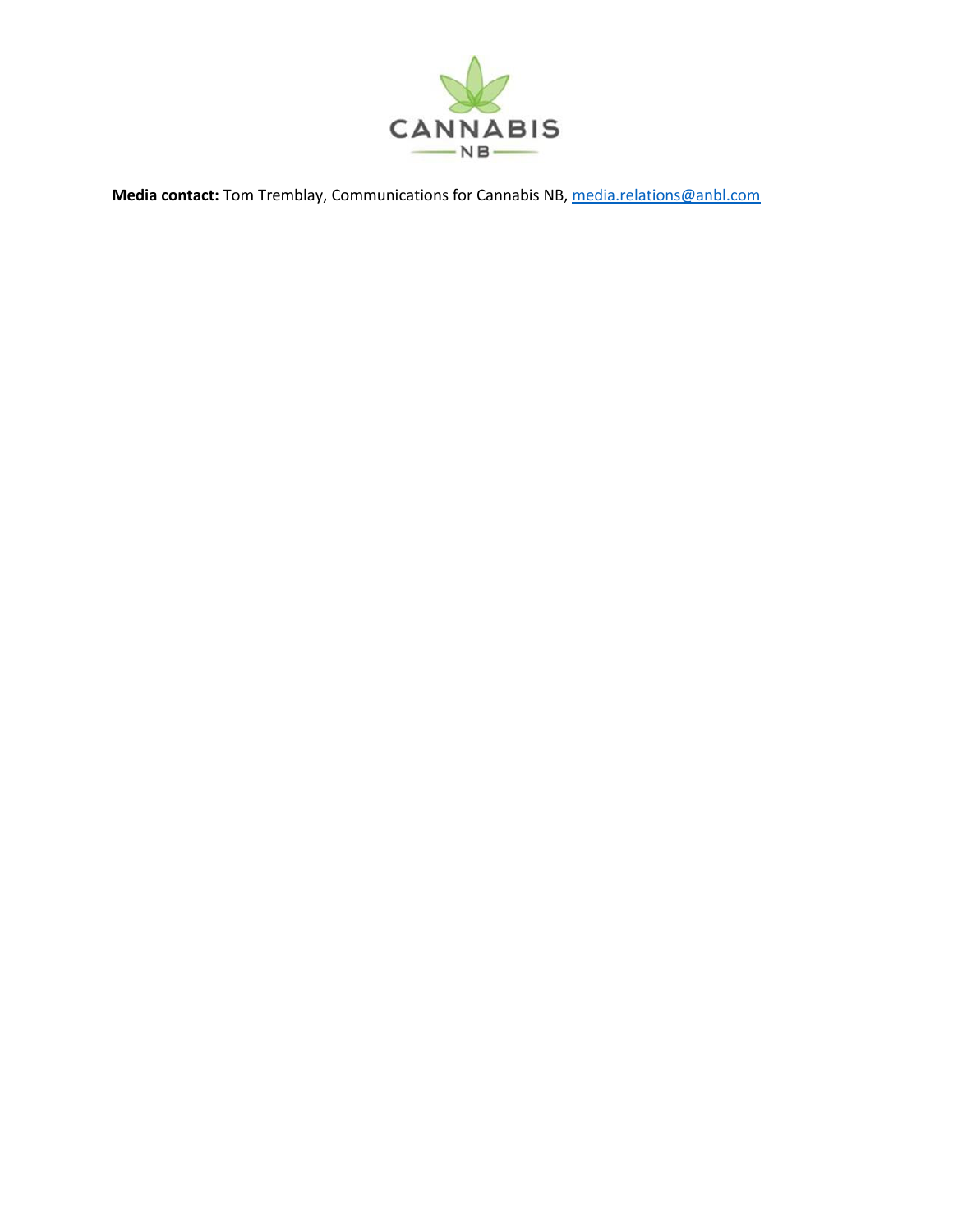**Media contact:** Tom Tremblay, Communications for Cannabis NB, media.relations@anbl.com